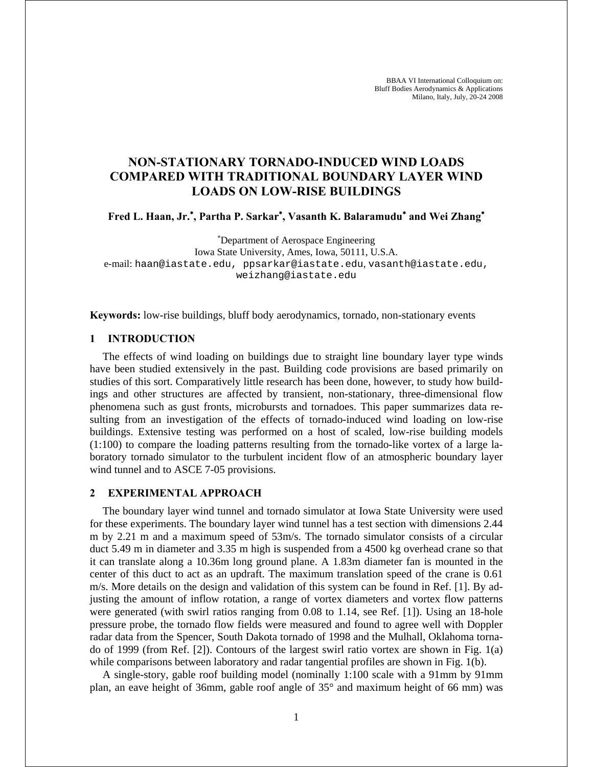# NON-STATIONARY TORNADO-INDUCED WIND LOADS COMPARED WITH TRADITIONAL BOUNDARY LAYER WIND LOADS ON LOW-RISE BUILDINGS

**Fred L. Haan, Jr.[*], Partha P. Sarkar[*], Vasanth K. Balaramudu[*] and Wei Zhang[*]**

[*]Department of Aerospace Engineering
Iowa State University, Ames, Iowa, 50111, U.S.A.
e-mail: haan@iastate.edu, ppsarkar@iastate.edu, vasanth@iastate.edu, weizhang@iastate.edu

**Keywords:** low-rise buildings, bluff body aerodynamics, tornado, non-stationary events

## 1 INTRODUCTION

The effects of wind loading on buildings due to straight line boundary layer type winds have been studied extensively in the past. Building code provisions are based primarily on studies of this sort. Comparatively little research has been done, however, to study how buildings and other structures are affected by transient, non-stationary, three-dimensional flow phenomena such as gust fronts, microbursts and tornadoes. This paper summarizes data resulting from an investigation of the effects of tornado-induced wind loading on low-rise buildings. Extensive testing was performed on a host of scaled, low-rise building models (1:100) to compare the loading patterns resulting from the tornado-like vortex of a large laboratory tornado simulator to the turbulent incident flow of an atmospheric boundary layer wind tunnel and to ASCE 7-05 provisions.

## 2 EXPERIMENTAL APPROACH

The boundary layer wind tunnel and tornado simulator at Iowa State University were used for these experiments. The boundary layer wind tunnel has a test section with dimensions 2.44 m by 2.21 m and a maximum speed of 53m/s. The tornado simulator consists of a circular duct 5.49 m in diameter and 3.35 m high is suspended from a 4500 kg overhead crane so that it can translate along a 10.36m long ground plane. A 1.83m diameter fan is mounted in the center of this duct to act as an updraft. The maximum translation speed of the crane is 0.61 m/s. More details on the design and validation of this system can be found in Ref. [1]. By adjusting the amount of inflow rotation, a range of vortex diameters and vortex flow patterns were generated (with swirl ratios ranging from 0.08 to 1.14, see Ref. [1]). Using an 18-hole pressure probe, the tornado flow fields were measured and found to agree well with Doppler radar data from the Spencer, South Dakota tornado of 1998 and the Mulhall, Oklahoma tornado of 1999 (from Ref. [2]). Contours of the largest swirl ratio vortex are shown in Fig. 1(a) while comparisons between laboratory and radar tangential profiles are shown in Fig. 1(b).

A single-story, gable roof building model (nominally 1:100 scale with a 91mm by 91mm plan, an eave height of 36mm, gable roof angle of 35° and maximum height of 66 mm) was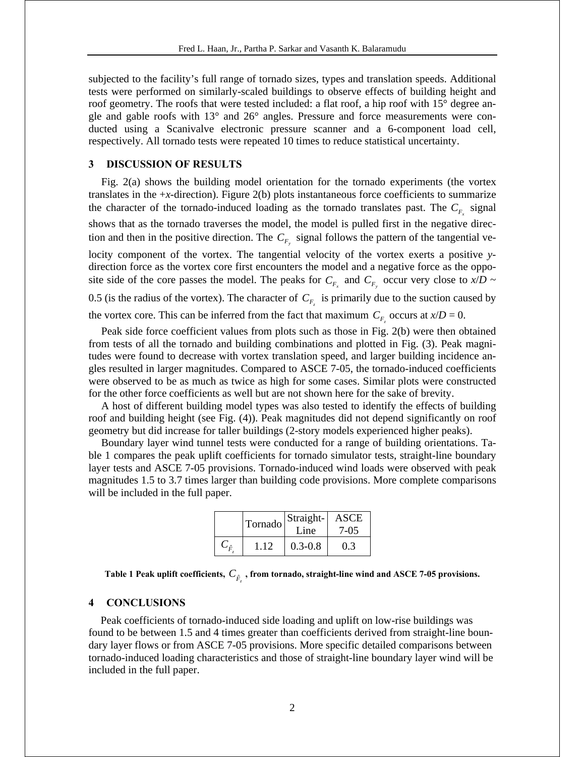subjected to the facility's full range of tornado sizes, types and translation speeds. Additional tests were performed on similarly-scaled buildings to observe effects of building height and roof geometry. The roofs that were tested included: a flat roof, a hip roof with 15° degree angle and gable roofs with 13° and 26° angles. Pressure and force measurements were conducted using a Scanivalve electronic pressure scanner and a 6-component load cell, respectively. All tornado tests were repeated 10 times to reduce statistical uncertainty.

## 3 DISCUSSION OF RESULTS

Fig. 2(a) shows the building model orientation for the tornado experiments (the vortex translates in the +*x*-direction). Figure 2(b) plots instantaneous force coefficients to summarize the character of the tornado-induced loading as the tornado translates past. The $C_{F_x}$ signal shows that as the tornado traverses the model, the model is pulled first in the negative direction and then in the positive direction. The $C_{F_y}$ signal follows the pattern of the tangential velocity component of the vortex. The tangential velocity of the vortex exerts a positive *y*-direction force as the vortex core first encounters the model and a negative force as the opposite side of the core passes the model. The peaks for $C_{F_x}$ and $C_{F_y}$ occur very close to $x/D \sim 0.5$ (is the radius of the vortex). The character of $C_{F_z}$ is primarily due to the suction caused by the vortex core. This can be inferred from the fact that maximum $C_{F_z}$ occurs at $x/D = 0$.

Peak side force coefficient values from plots such as those in Fig. 2(b) were then obtained from tests of all the tornado and building combinations and plotted in Fig. (3). Peak magnitudes were found to decrease with vortex translation speed, and larger building incidence angles resulted in larger magnitudes. Compared to ASCE 7-05, the tornado-induced coefficients were observed to be as much as twice as high for some cases. Similar plots were constructed for the other force coefficients as well but are not shown here for the sake of brevity.

A host of different building model types was also tested to identify the effects of building roof and building height (see Fig. (4)). Peak magnitudes did not depend significantly on roof geometry but did increase for taller buildings (2-story models experienced higher peaks).

Boundary layer wind tunnel tests were conducted for a range of building orientations. Table 1 compares the peak uplift coefficients for tornado simulator tests, straight-line boundary layer tests and ASCE 7-05 provisions. Tornado-induced wind loads were observed with peak magnitudes 1.5 to 3.7 times larger than building code provisions. More complete comparisons will be included in the full paper.

| | Tornado | Straight-Line | ASCE 7-05 |
|---|---|---|---|
| $C_{\hat{F}_z}$ | 1.12 | 0.3-0.8 | 0.3 |

**Table 1 Peak uplift coefficients, $C_{\hat{F}_z}$, from tornado, straight-line wind and ASCE 7-05 provisions.**

## 4 CONCLUSIONS

Peak coefficients of tornado-induced side loading and uplift on low-rise buildings was found to be between 1.5 and 4 times greater than coefficients derived from straight-line boundary layer flows or from ASCE 7-05 provisions. More specific detailed comparisons between tornado-induced loading characteristics and those of straight-line boundary layer wind will be included in the full paper.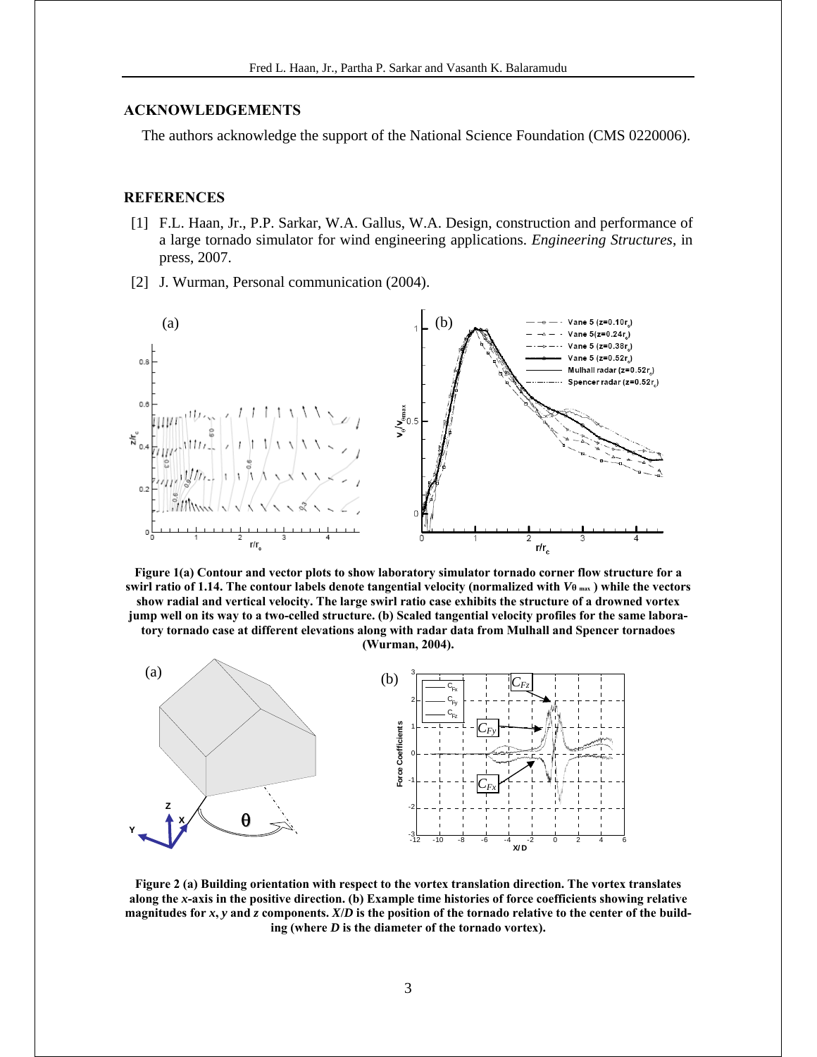## ACKNOWLEDGEMENTS

The authors acknowledge the support of the National Science Foundation (CMS 0220006).

## REFERENCES

[1] F.L. Haan, Jr., P.P. Sarkar, W.A. Gallus, W.A. Design, construction and performance of a large tornado simulator for wind engineering applications. *Engineering Structures*, in press, 2007.

[2] J. Wurman, Personal communication (2004).

**Figure 1(a) Contour and vector plots to show laboratory simulator tornado corner flow structure for a swirl ratio of 1.14. The contour labels denote tangential velocity (normalized with $V_{\theta\ max}$) while the vectors show radial and vertical velocity. The large swirl ratio case exhibits the structure of a drowned vortex jump well on its way to a two-celled structure. (b) Scaled tangential velocity profiles for the same laboratory tornado case at different elevations along with radar data from Mulhall and Spencer tornadoes (Wurman, 2004).**

**Figure 2 (a) Building orientation with respect to the vortex translation direction. The vortex translates along the *x*-axis in the positive direction. (b) Example time histories of force coefficients showing relative magnitudes for *x*, *y* and *z* components. *X*/*D* is the position of the tornado relative to the center of the building (where *D* is the diameter of the tornado vortex).**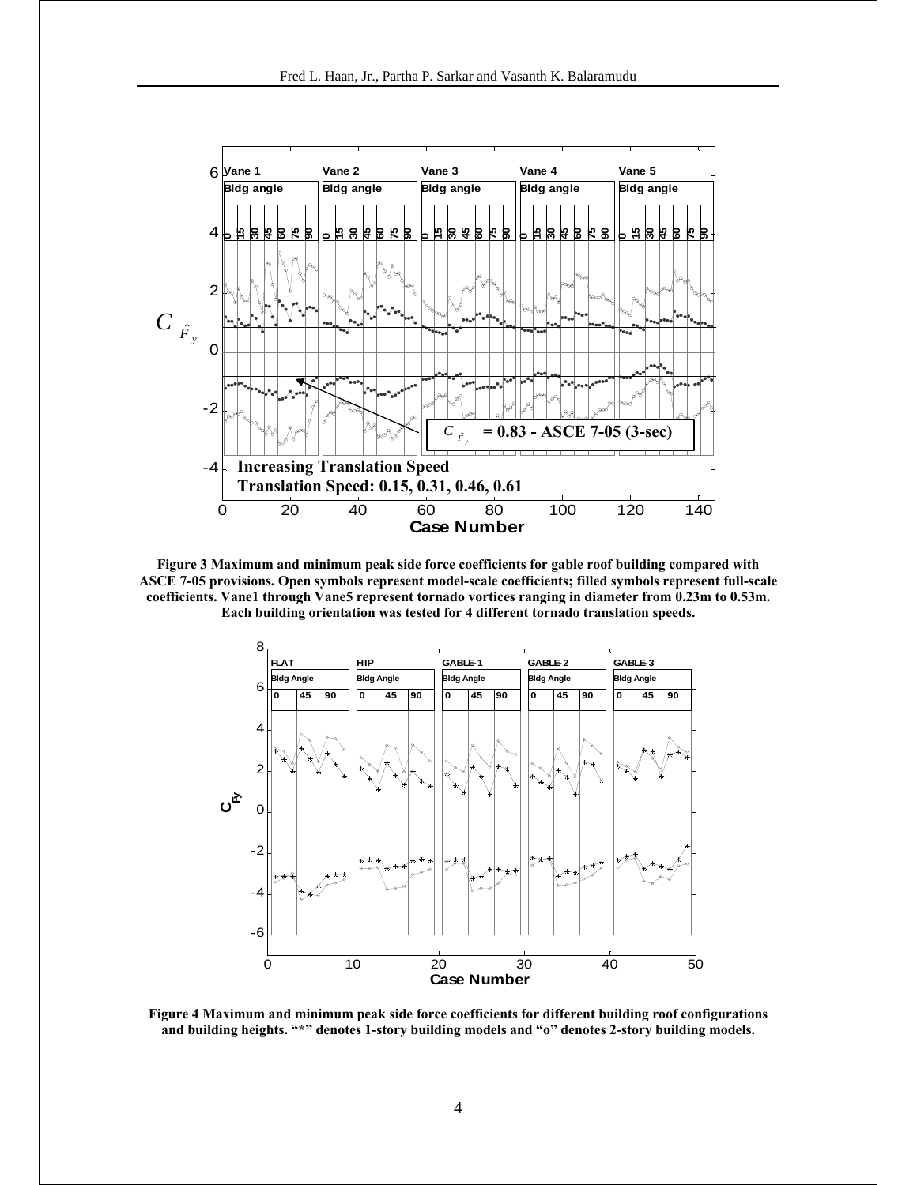6 Vane 1 Vane 2 Vane 3 Vane 4 Vane 5

Bldg angle Bldg angle Bldg angle Bldg angle Bldg angle

0 15 30 45 60 75 90

$C_{\hat{F}_y}$

$C_{\hat{F}_y}$ = 0.83 - ASCE 7-05 (3-sec)

**Increasing Translation Speed**

**Translation Speed: 0.15, 0.31, 0.46, 0.61**

Case Number

0 20 40 60 80 100 120 140

**Figure 3 Maximum and minimum peak side force coefficients for gable roof building compared with ASCE 7-05 provisions. Open symbols represent model-scale coefficients; filled symbols represent full-scale coefficients. Vane1 through Vane5 represent tornado vortices ranging in diameter from 0.23m to 0.53m. Each building orientation was tested for 4 different tornado translation speeds.**

FLAT HIP GABLE-1 GABLE-2 GABLE-3

Bldg Angle Bldg Angle Bldg Angle Bldg Angle Bldg Angle

0 45 90

$C_{Fy}$

Case Number

0 10 20 30 40 50

**Figure 4 Maximum and minimum peak side force coefficients for different building roof configurations and building heights. "*" denotes 1-story building models and "o" denotes 2-story building models.**